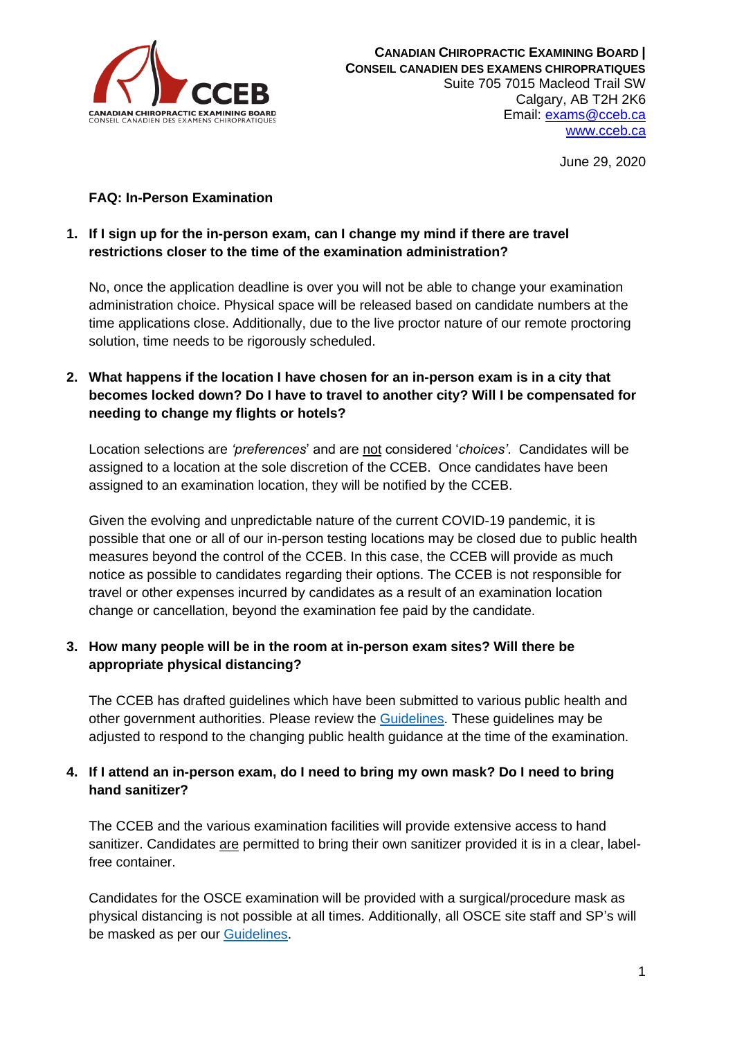**CANADIAN CHIROPRACTIC EXAMINING BOARD | CONSEIL CANADIEN DES EXAMENS CHIROPRATIQUES**
Suite 705 7015 Macleod Trail SW
Calgary, AB T2H 2K6
Email: exams@cceb.ca
www.cceb.ca

June 29, 2020

**FAQ: In-Person Examination**

1. **If I sign up for the in-person exam, can I change my mind if there are travel restrictions closer to the time of the examination administration?**

   No, once the application deadline is over you will not be able to change your examination administration choice. Physical space will be released based on candidate numbers at the time applications close. Additionally, due to the live proctor nature of our remote proctoring solution, time needs to be rigorously scheduled.

2. **What happens if the location I have chosen for an in-person exam is in a city that becomes locked down? Do I have to travel to another city? Will I be compensated for needing to change my flights or hotels?**

   Location selections are *'preferences*' and are not considered '*choices*'. Candidates will be assigned to a location at the sole discretion of the CCEB. Once candidates have been assigned to an examination location, they will be notified by the CCEB.

   Given the evolving and unpredictable nature of the current COVID-19 pandemic, it is possible that one or all of our in-person testing locations may be closed due to public health measures beyond the control of the CCEB. In this case, the CCEB will provide as much notice as possible to candidates regarding their options. The CCEB is not responsible for travel or other expenses incurred by candidates as a result of an examination location change or cancellation, beyond the examination fee paid by the candidate.

3. **How many people will be in the room at in-person exam sites? Will there be appropriate physical distancing?**

   The CCEB has drafted guidelines which have been submitted to various public health and other government authorities. Please review the Guidelines. These guidelines may be adjusted to respond to the changing public health guidance at the time of the examination.

4. **If I attend an in-person exam, do I need to bring my own mask? Do I need to bring hand sanitizer?**

   The CCEB and the various examination facilities will provide extensive access to hand sanitizer. Candidates are permitted to bring their own sanitizer provided it is in a clear, label-free container.

   Candidates for the OSCE examination will be provided with a surgical/procedure mask as physical distancing is not possible at all times. Additionally, all OSCE site staff and SP's will be masked as per our Guidelines.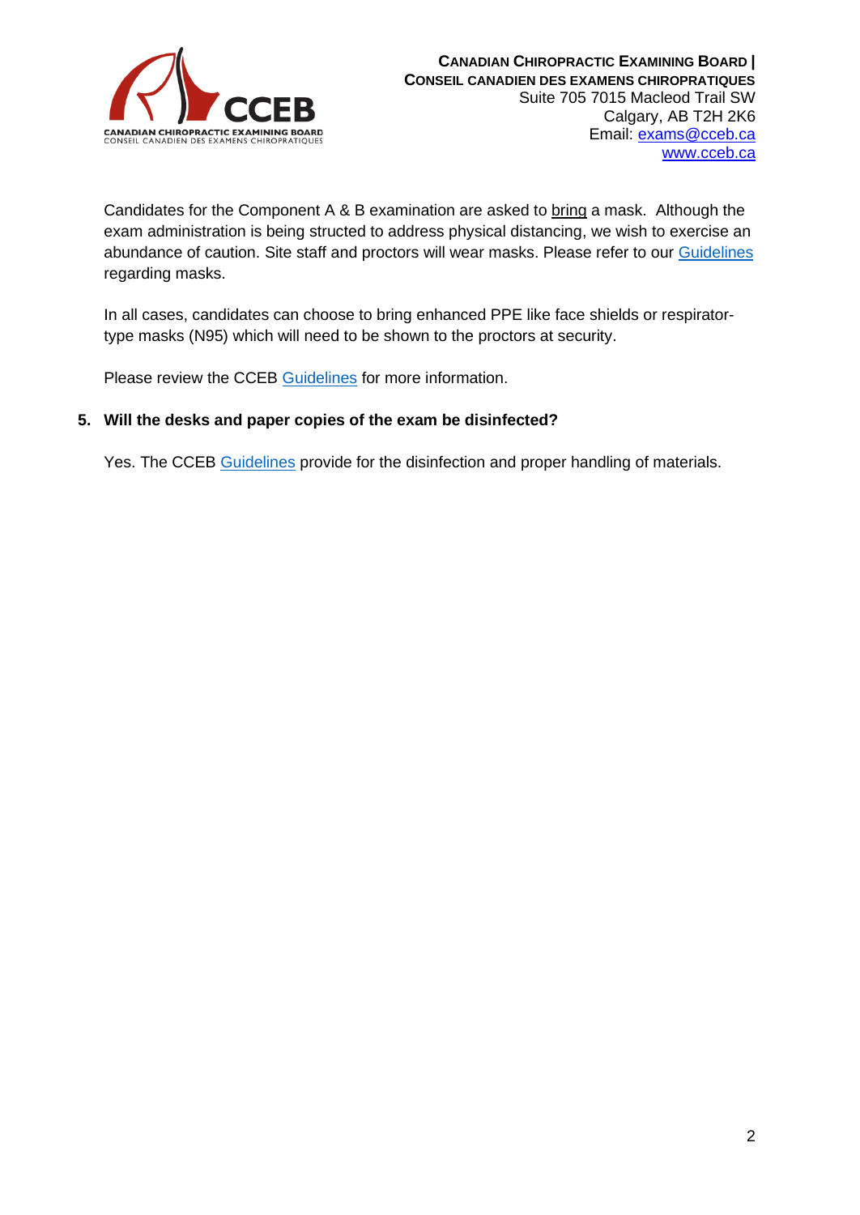Candidates for the Component A & B examination are asked to bring a mask. Although the exam administration is being structed to address physical distancing, we wish to exercise an abundance of caution. Site staff and proctors will wear masks. Please refer to our Guidelines regarding masks.

In all cases, candidates can choose to bring enhanced PPE like face shields or respirator-type masks (N95) which will need to be shown to the proctors at security.

Please review the CCEB Guidelines for more information.

5. **Will the desks and paper copies of the exam be disinfected?**

   Yes. The CCEB Guidelines provide for the disinfection and proper handling of materials.